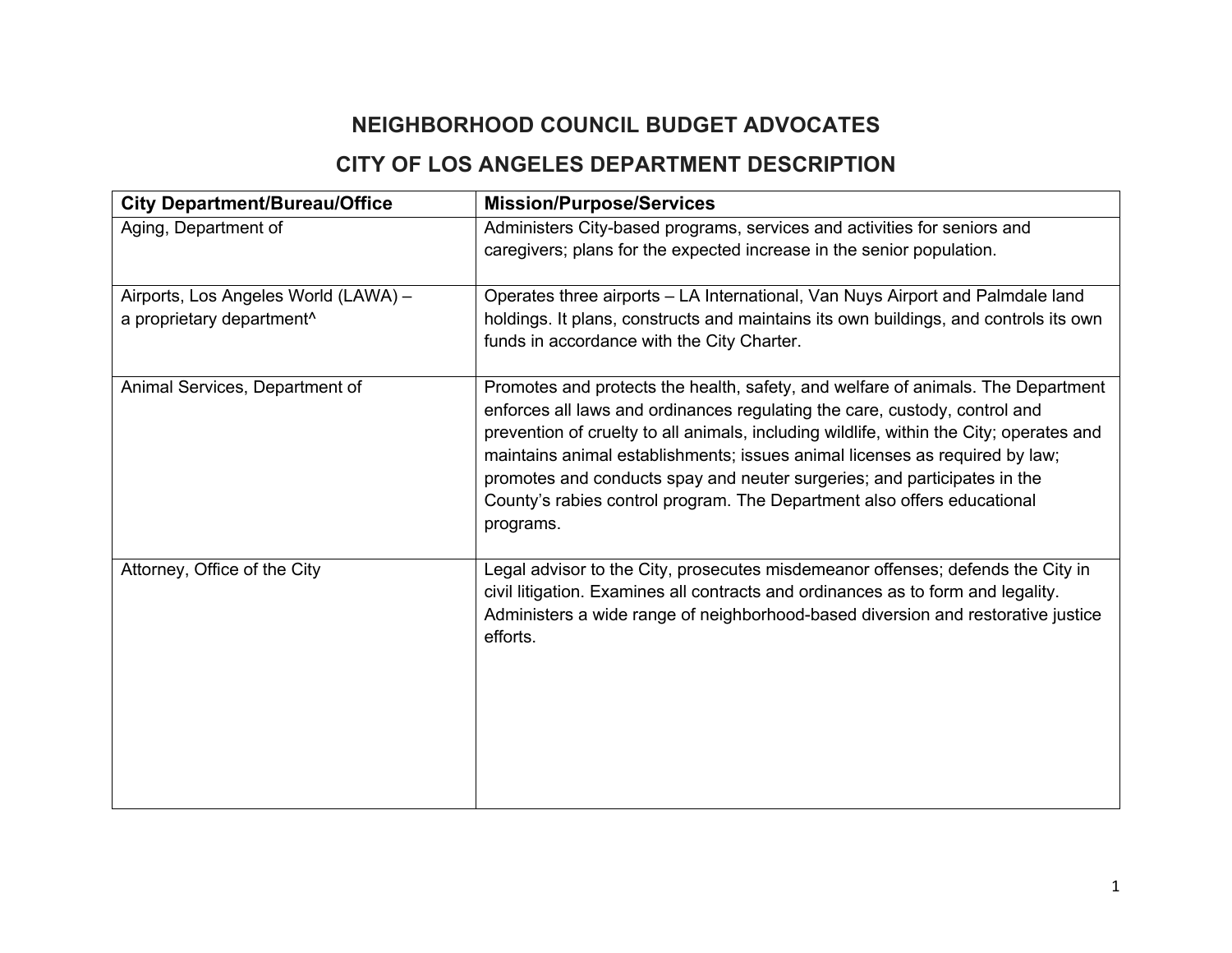# NEIGHBORHOOD COUNCIL BUDGET ADVOCATES

## CITY OF LOS ANGELES DEPARTMENT DESCRIPTION

| City Department/Bureau/Office | Mission/Purpose/Services |
| --- | --- |
| Aging, Department of | Administers City-based programs, services and activities for seniors and caregivers; plans for the expected increase in the senior population. |
| Airports, Los Angeles World (LAWA) – a proprietary department^ | Operates three airports – LA International, Van Nuys Airport and Palmdale land holdings. It plans, constructs and maintains its own buildings, and controls its own funds in accordance with the City Charter. |
| Animal Services, Department of | Promotes and protects the health, safety, and welfare of animals. The Department enforces all laws and ordinances regulating the care, custody, control and prevention of cruelty to all animals, including wildlife, within the City; operates and maintains animal establishments; issues animal licenses as required by law; promotes and conducts spay and neuter surgeries; and participates in the County's rabies control program. The Department also offers educational programs. |
| Attorney, Office of the City | Legal advisor to the City, prosecutes misdemeanor offenses; defends the City in civil litigation. Examines all contracts and ordinances as to form and legality. Administers a wide range of neighborhood-based diversion and restorative justice efforts. |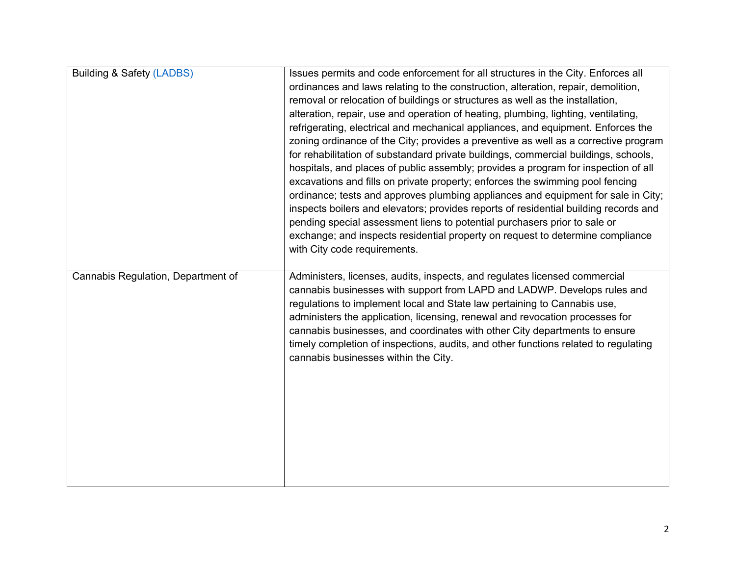| | |
|---|---|
| Building & Safety (LADBS) | Issues permits and code enforcement for all structures in the City. Enforces all ordinances and laws relating to the construction, alteration, repair, demolition, removal or relocation of buildings or structures as well as the installation, alteration, repair, use and operation of heating, plumbing, lighting, ventilating, refrigerating, electrical and mechanical appliances, and equipment. Enforces the zoning ordinance of the City; provides a preventive as well as a corrective program for rehabilitation of substandard private buildings, commercial buildings, schools, hospitals, and places of public assembly; provides a program for inspection of all excavations and fills on private property; enforces the swimming pool fencing ordinance; tests and approves plumbing appliances and equipment for sale in City; inspects boilers and elevators; provides reports of residential building records and pending special assessment liens to potential purchasers prior to sale or exchange; and inspects residential property on request to determine compliance with City code requirements. |
| Cannabis Regulation, Department of | Administers, licenses, audits, inspects, and regulates licensed commercial cannabis businesses with support from LAPD and LADWP. Develops rules and regulations to implement local and State law pertaining to Cannabis use, administers the application, licensing, renewal and revocation processes for cannabis businesses, and coordinates with other City departments to ensure timely completion of inspections, audits, and other functions related to regulating cannabis businesses within the City. |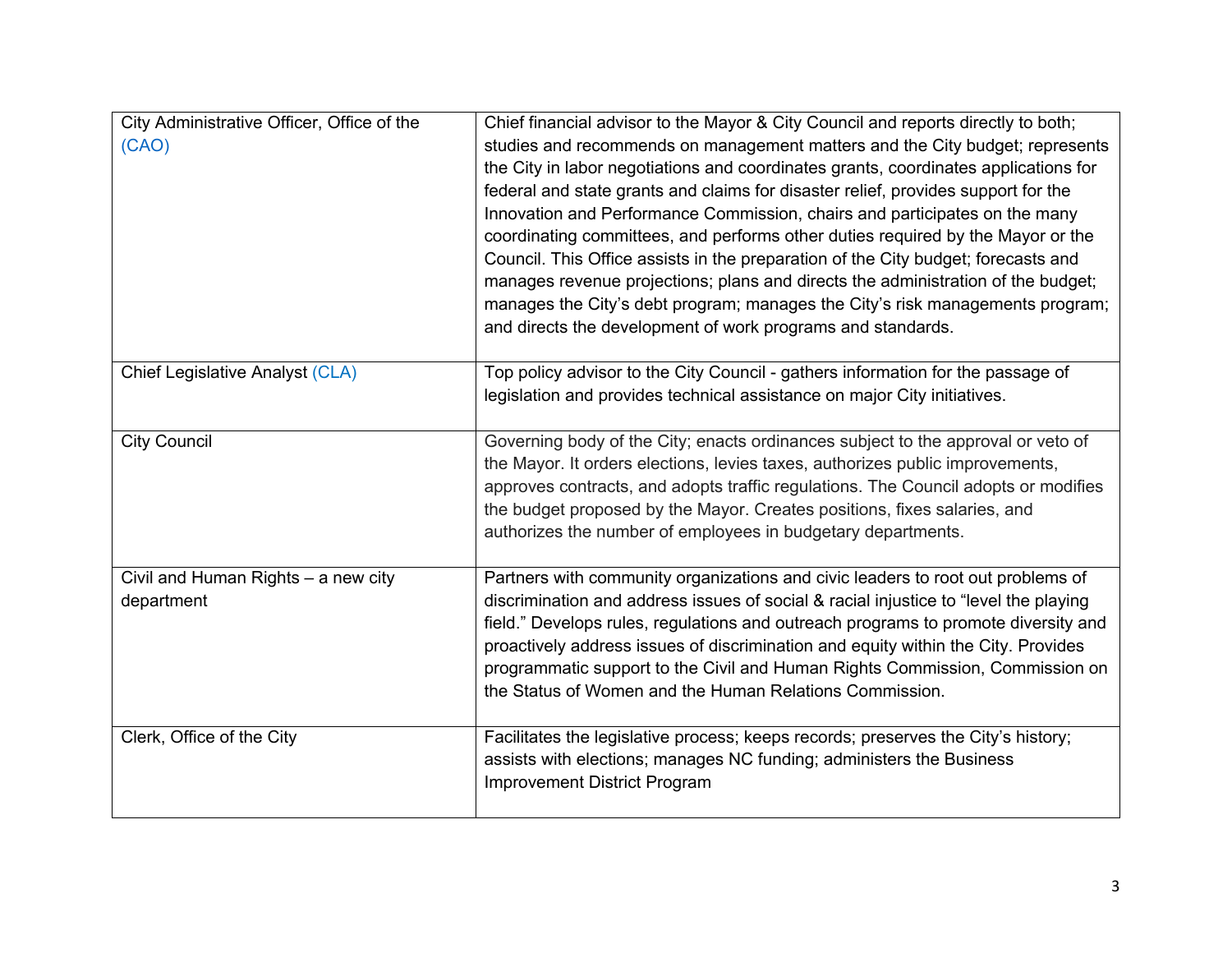| City Administrative Officer, Office of the (CAO) | Chief financial advisor to the Mayor & City Council and reports directly to both; studies and recommends on management matters and the City budget; represents the City in labor negotiations and coordinates grants, coordinates applications for federal and state grants and claims for disaster relief, provides support for the Innovation and Performance Commission, chairs and participates on the many coordinating committees, and performs other duties required by the Mayor or the Council. This Office assists in the preparation of the City budget; forecasts and manages revenue projections; plans and directs the administration of the budget; manages the City's debt program; manages the City's risk managements program; and directs the development of work programs and standards. |
|---|---|
| Chief Legislative Analyst (CLA) | Top policy advisor to the City Council - gathers information for the passage of legislation and provides technical assistance on major City initiatives. |
| City Council | Governing body of the City; enacts ordinances subject to the approval or veto of the Mayor. It orders elections, levies taxes, authorizes public improvements, approves contracts, and adopts traffic regulations. The Council adopts or modifies the budget proposed by the Mayor. Creates positions, fixes salaries, and authorizes the number of employees in budgetary departments. |
| Civil and Human Rights – a new city department | Partners with community organizations and civic leaders to root out problems of discrimination and address issues of social & racial injustice to "level the playing field." Develops rules, regulations and outreach programs to promote diversity and proactively address issues of discrimination and equity within the City. Provides programmatic support to the Civil and Human Rights Commission, Commission on the Status of Women and the Human Relations Commission. |
| Clerk, Office of the City | Facilitates the legislative process; keeps records; preserves the City's history; assists with elections; manages NC funding; administers the Business Improvement District Program |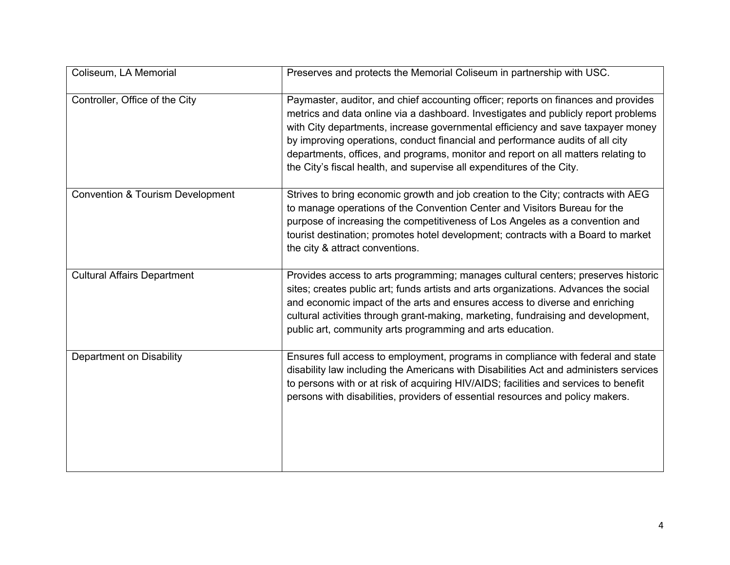| | |
|---|---|
| Coliseum, LA Memorial | Preserves and protects the Memorial Coliseum in partnership with USC. |
| Controller, Office of the City | Paymaster, auditor, and chief accounting officer; reports on finances and provides metrics and data online via a dashboard. Investigates and publicly report problems with City departments, increase governmental efficiency and save taxpayer money by improving operations, conduct financial and performance audits of all city departments, offices, and programs, monitor and report on all matters relating to the City's fiscal health, and supervise all expenditures of the City. |
| Convention & Tourism Development | Strives to bring economic growth and job creation to the City; contracts with AEG to manage operations of the Convention Center and Visitors Bureau for the purpose of increasing the competitiveness of Los Angeles as a convention and tourist destination; promotes hotel development; contracts with a Board to market the city & attract conventions. |
| Cultural Affairs Department | Provides access to arts programming; manages cultural centers; preserves historic sites; creates public art; funds artists and arts organizations. Advances the social and economic impact of the arts and ensures access to diverse and enriching cultural activities through grant-making, marketing, fundraising and development, public art, community arts programming and arts education. |
| Department on Disability | Ensures full access to employment, programs in compliance with federal and state disability law including the Americans with Disabilities Act and administers services to persons with or at risk of acquiring HIV/AIDS; facilities and services to benefit persons with disabilities, providers of essential resources and policy makers. |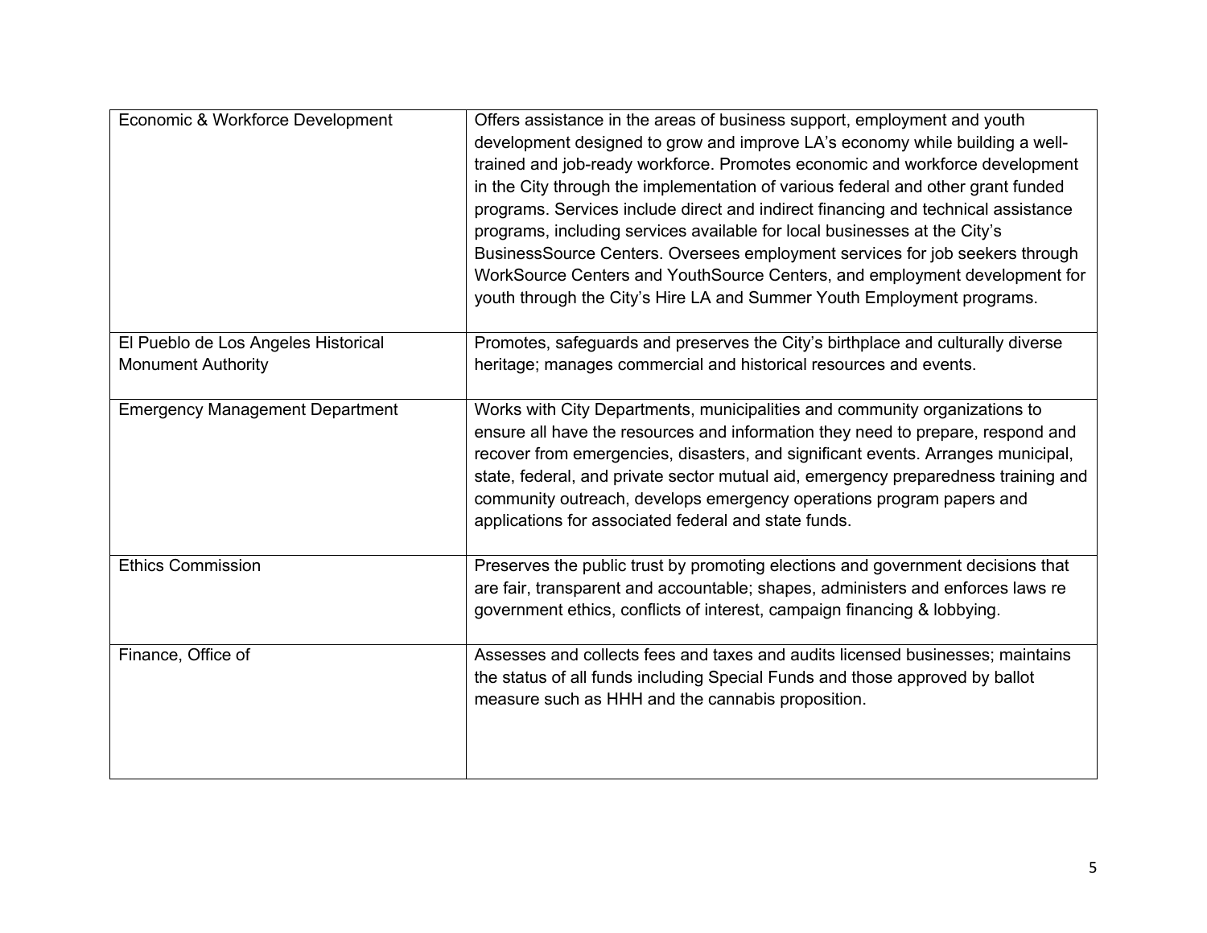| | |
|---|---|
| Economic & Workforce Development | Offers assistance in the areas of business support, employment and youth development designed to grow and improve LA's economy while building a well-trained and job-ready workforce. Promotes economic and workforce development in the City through the implementation of various federal and other grant funded programs. Services include direct and indirect financing and technical assistance programs, including services available for local businesses at the City's BusinessSource Centers. Oversees employment services for job seekers through WorkSource Centers and YouthSource Centers, and employment development for youth through the City's Hire LA and Summer Youth Employment programs. |
| El Pueblo de Los Angeles Historical Monument Authority | Promotes, safeguards and preserves the City's birthplace and culturally diverse heritage; manages commercial and historical resources and events. |
| Emergency Management Department | Works with City Departments, municipalities and community organizations to ensure all have the resources and information they need to prepare, respond and recover from emergencies, disasters, and significant events. Arranges municipal, state, federal, and private sector mutual aid, emergency preparedness training and community outreach, develops emergency operations program papers and applications for associated federal and state funds. |
| Ethics Commission | Preserves the public trust by promoting elections and government decisions that are fair, transparent and accountable; shapes, administers and enforces laws re government ethics, conflicts of interest, campaign financing & lobbying. |
| Finance, Office of | Assesses and collects fees and taxes and audits licensed businesses; maintains the status of all funds including Special Funds and those approved by ballot measure such as HHH and the cannabis proposition. |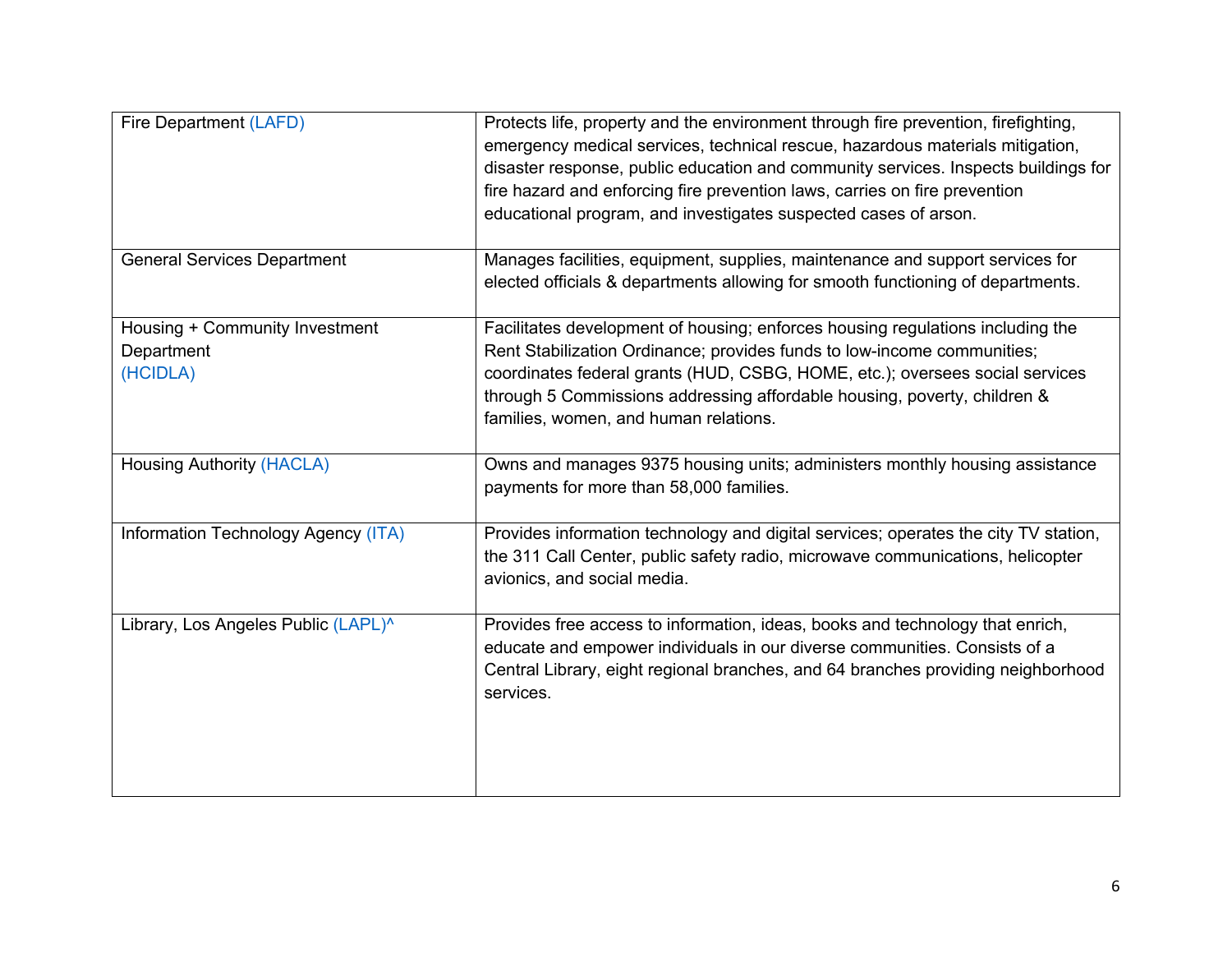| | |
|---|---|
| Fire Department (LAFD) | Protects life, property and the environment through fire prevention, firefighting, emergency medical services, technical rescue, hazardous materials mitigation, disaster response, public education and community services. Inspects buildings for fire hazard and enforcing fire prevention laws, carries on fire prevention educational program, and investigates suspected cases of arson. |
| General Services Department | Manages facilities, equipment, supplies, maintenance and support services for elected officials & departments allowing for smooth functioning of departments. |
| Housing + Community Investment Department (HCIDLA) | Facilitates development of housing; enforces housing regulations including the Rent Stabilization Ordinance; provides funds to low-income communities; coordinates federal grants (HUD, CSBG, HOME, etc.); oversees social services through 5 Commissions addressing affordable housing, poverty, children & families, women, and human relations. |
| Housing Authority (HACLA) | Owns and manages 9375 housing units; administers monthly housing assistance payments for more than 58,000 families. |
| Information Technology Agency (ITA) | Provides information technology and digital services; operates the city TV station, the 311 Call Center, public safety radio, microwave communications, helicopter avionics, and social media. |
| Library, Los Angeles Public (LAPL)^ | Provides free access to information, ideas, books and technology that enrich, educate and empower individuals in our diverse communities. Consists of a Central Library, eight regional branches, and 64 branches providing neighborhood services. |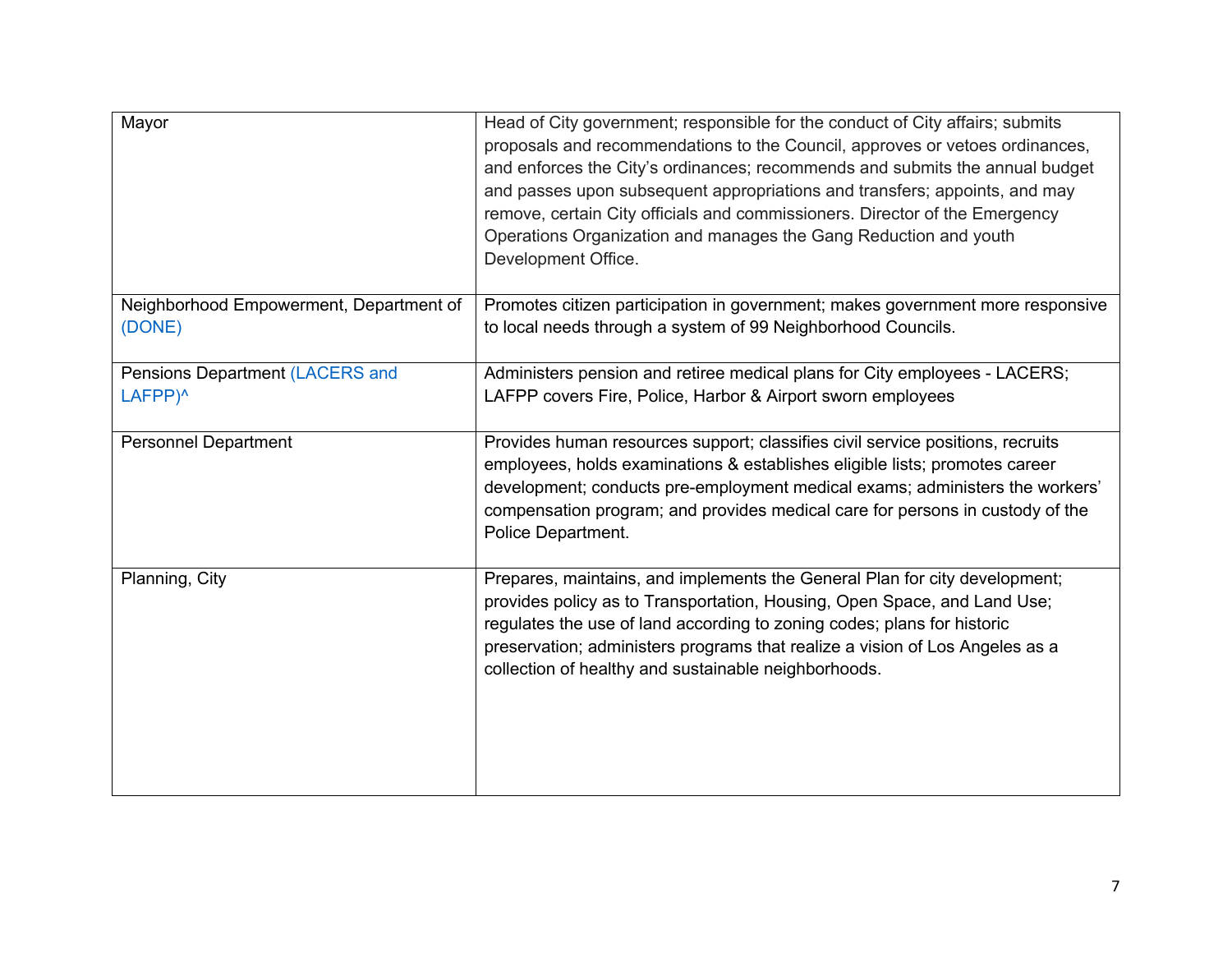| | |
|---|---|
| Mayor | Head of City government; responsible for the conduct of City affairs; submits proposals and recommendations to the Council, approves or vetoes ordinances, and enforces the City's ordinances; recommends and submits the annual budget and passes upon subsequent appropriations and transfers; appoints, and may remove, certain City officials and commissioners. Director of the Emergency Operations Organization and manages the Gang Reduction and youth Development Office. |
| Neighborhood Empowerment, Department of (DONE) | Promotes citizen participation in government; makes government more responsive to local needs through a system of 99 Neighborhood Councils. |
| Pensions Department (LACERS and LAFPP)^ | Administers pension and retiree medical plans for City employees - LACERS; LAFPP covers Fire, Police, Harbor & Airport sworn employees |
| Personnel Department | Provides human resources support; classifies civil service positions, recruits employees, holds examinations & establishes eligible lists; promotes career development; conducts pre-employment medical exams; administers the workers' compensation program; and provides medical care for persons in custody of the Police Department. |
| Planning, City | Prepares, maintains, and implements the General Plan for city development; provides policy as to Transportation, Housing, Open Space, and Land Use; regulates the use of land according to zoning codes; plans for historic preservation; administers programs that realize a vision of Los Angeles as a collection of healthy and sustainable neighborhoods. |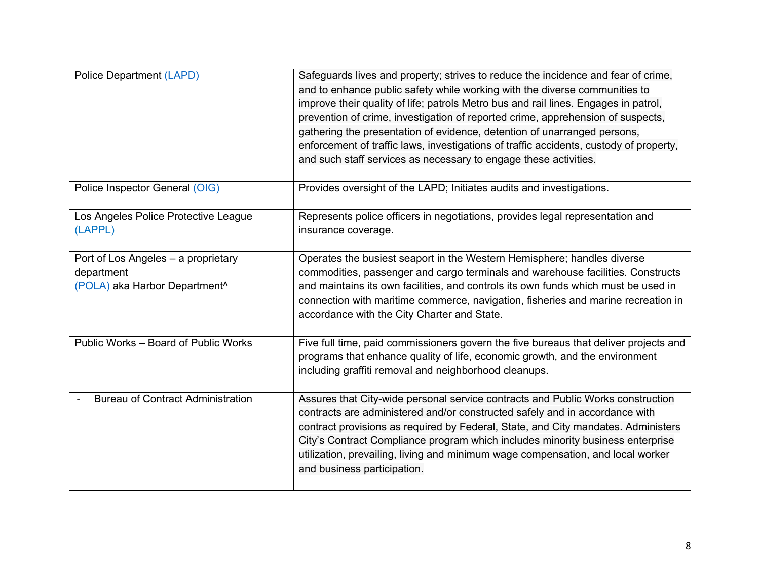| | |
|---|---|
| Police Department (LAPD) | Safeguards lives and property; strives to reduce the incidence and fear of crime, and to enhance public safety while working with the diverse communities to improve their quality of life; patrols Metro bus and rail lines. Engages in patrol, prevention of crime, investigation of reported crime, apprehension of suspects, gathering the presentation of evidence, detention of unarranged persons, enforcement of traffic laws, investigations of traffic accidents, custody of property, and such staff services as necessary to engage these activities. |
| Police Inspector General (OIG) | Provides oversight of the LAPD; Initiates audits and investigations. |
| Los Angeles Police Protective League (LAPPL) | Represents police officers in negotiations, provides legal representation and insurance coverage. |
| Port of Los Angeles – a proprietary department (POLA) aka Harbor Department^ | Operates the busiest seaport in the Western Hemisphere; handles diverse commodities, passenger and cargo terminals and warehouse facilities. Constructs and maintains its own facilities, and controls its own funds which must be used in connection with maritime commerce, navigation, fisheries and marine recreation in accordance with the City Charter and State. |
| Public Works – Board of Public Works | Five full time, paid commissioners govern the five bureaus that deliver projects and programs that enhance quality of life, economic growth, and the environment including graffiti removal and neighborhood cleanups. |
| - Bureau of Contract Administration | Assures that City-wide personal service contracts and Public Works construction contracts are administered and/or constructed safely and in accordance with contract provisions as required by Federal, State, and City mandates. Administers City's Contract Compliance program which includes minority business enterprise utilization, prevailing, living and minimum wage compensation, and local worker and business participation. |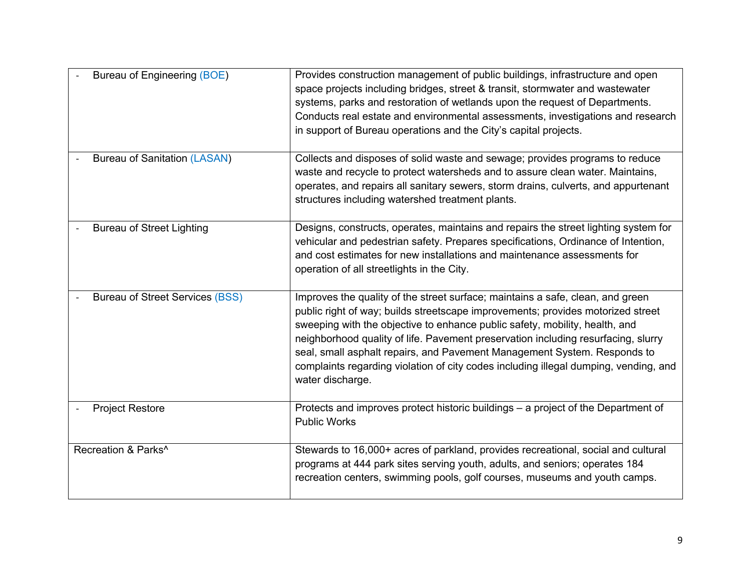| | |
|---|---|
| - Bureau of Engineering (BOE) | Provides construction management of public buildings, infrastructure and open space projects including bridges, street & transit, stormwater and wastewater systems, parks and restoration of wetlands upon the request of Departments. Conducts real estate and environmental assessments, investigations and research in support of Bureau operations and the City's capital projects. |
| - Bureau of Sanitation (LASAN) | Collects and disposes of solid waste and sewage; provides programs to reduce waste and recycle to protect watersheds and to assure clean water. Maintains, operates, and repairs all sanitary sewers, storm drains, culverts, and appurtenant structures including watershed treatment plants. |
| - Bureau of Street Lighting | Designs, constructs, operates, maintains and repairs the street lighting system for vehicular and pedestrian safety. Prepares specifications, Ordinance of Intention, and cost estimates for new installations and maintenance assessments for operation of all streetlights in the City. |
| - Bureau of Street Services (BSS) | Improves the quality of the street surface; maintains a safe, clean, and green public right of way; builds streetscape improvements; provides motorized street sweeping with the objective to enhance public safety, mobility, health, and neighborhood quality of life. Pavement preservation including resurfacing, slurry seal, small asphalt repairs, and Pavement Management System. Responds to complaints regarding violation of city codes including illegal dumping, vending, and water discharge. |
| - Project Restore | Protects and improves protect historic buildings – a project of the Department of Public Works |
| Recreation & Parks^ | Stewards to 16,000+ acres of parkland, provides recreational, social and cultural programs at 444 park sites serving youth, adults, and seniors; operates 184 recreation centers, swimming pools, golf courses, museums and youth camps. |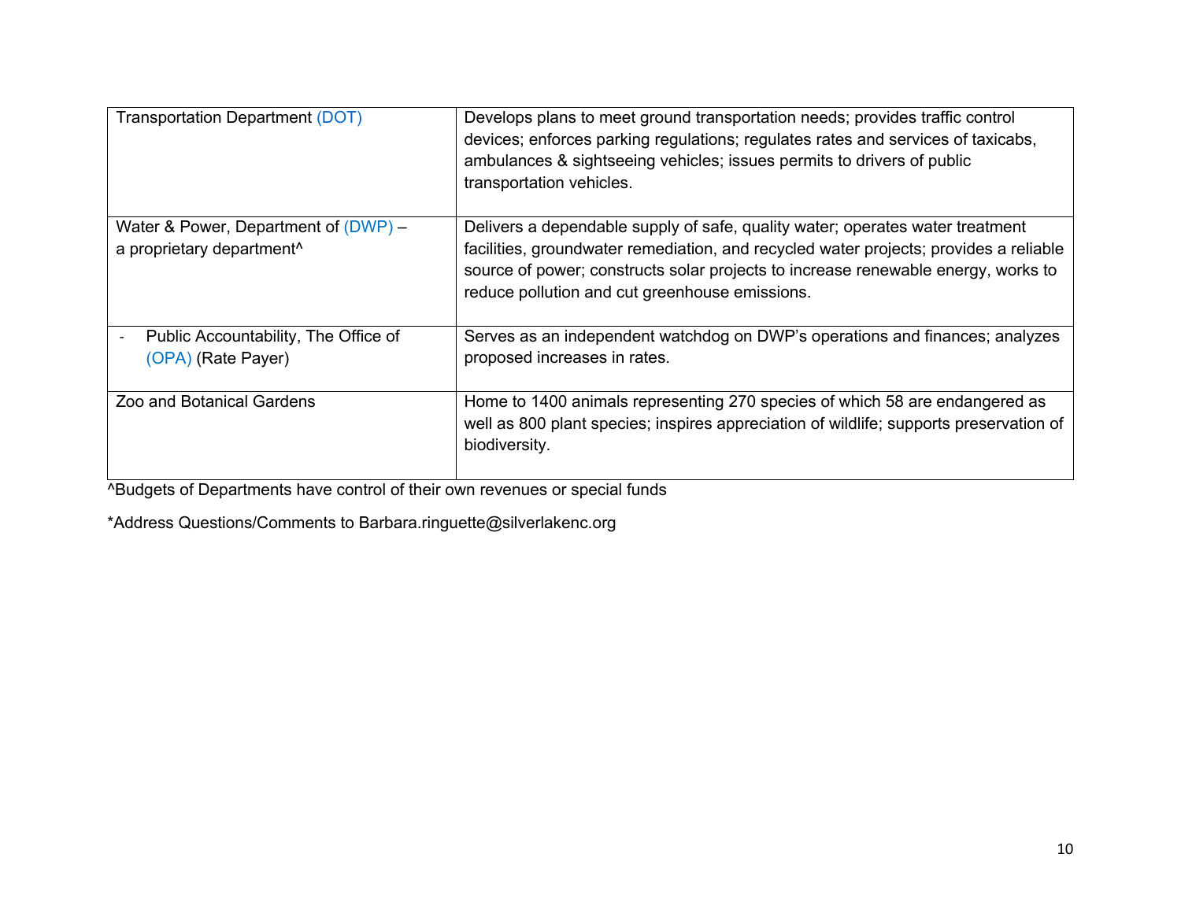| | |
|---|---|
| Transportation Department (DOT) | Develops plans to meet ground transportation needs; provides traffic control devices; enforces parking regulations; regulates rates and services of taxicabs, ambulances & sightseeing vehicles; issues permits to drivers of public transportation vehicles. |
| Water & Power, Department of (DWP) – a proprietary department^ | Delivers a dependable supply of safe, quality water; operates water treatment facilities, groundwater remediation, and recycled water projects; provides a reliable source of power; constructs solar projects to increase renewable energy, works to reduce pollution and cut greenhouse emissions. |
| - Public Accountability, The Office of (OPA) (Rate Payer) | Serves as an independent watchdog on DWP's operations and finances; analyzes proposed increases in rates. |
| Zoo and Botanical Gardens | Home to 1400 animals representing 270 species of which 58 are endangered as well as 800 plant species; inspires appreciation of wildlife; supports preservation of biodiversity. |

^Budgets of Departments have control of their own revenues or special funds

*Address Questions/Comments to Barbara.ringuette@silverlakenc.org